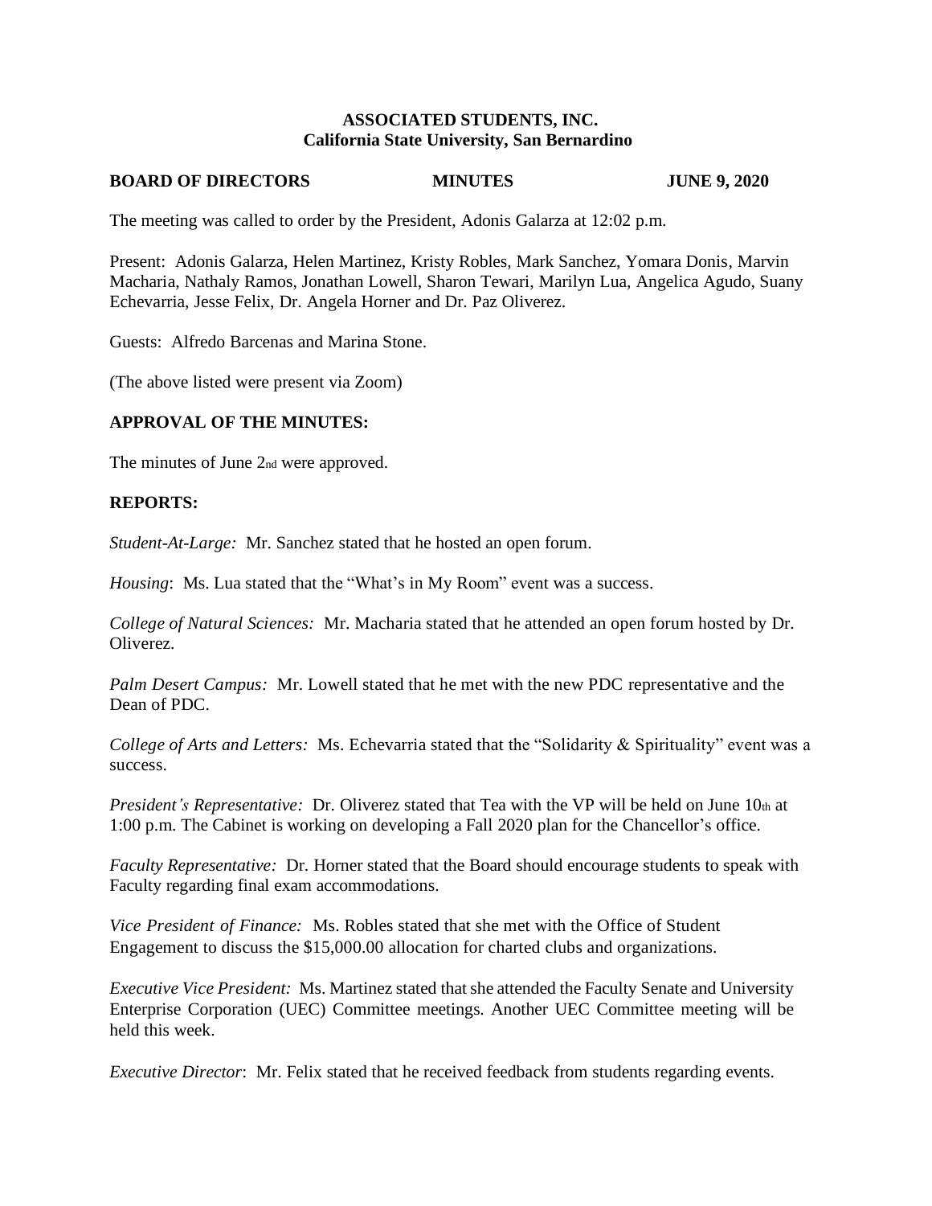**ASSOCIATED STUDENTS, INC.**
**California State University, San Bernardino**

**BOARD OF DIRECTORS MINUTES JUNE 9, 2020**

The meeting was called to order by the President, Adonis Galarza at 12:02 p.m.

Present: Adonis Galarza, Helen Martinez, Kristy Robles, Mark Sanchez, Yomara Donis, Marvin Macharia, Nathaly Ramos, Jonathan Lowell, Sharon Tewari, Marilyn Lua, Angelica Agudo, Suany Echevarria, Jesse Felix, Dr. Angela Horner and Dr. Paz Oliverez.

Guests: Alfredo Barcenas and Marina Stone.

(The above listed were present via Zoom)

**APPROVAL OF THE MINUTES:**

The minutes of June 2nd were approved.

**REPORTS:**

*Student-At-Large:* Mr. Sanchez stated that he hosted an open forum.

*Housing*: Ms. Lua stated that the "What's in My Room" event was a success.

*College of Natural Sciences:* Mr. Macharia stated that he attended an open forum hosted by Dr. Oliverez.

*Palm Desert Campus:* Mr. Lowell stated that he met with the new PDC representative and the Dean of PDC.

*College of Arts and Letters:* Ms. Echevarria stated that the "Solidarity & Spirituality" event was a success.

*President's Representative:* Dr. Oliverez stated that Tea with the VP will be held on June 10th at 1:00 p.m. The Cabinet is working on developing a Fall 2020 plan for the Chancellor's office.

*Faculty Representative:* Dr. Horner stated that the Board should encourage students to speak with Faculty regarding final exam accommodations.

*Vice President of Finance:* Ms. Robles stated that she met with the Office of Student Engagement to discuss the $15,000.00 allocation for charted clubs and organizations.

*Executive Vice President:* Ms. Martinez stated that she attended the Faculty Senate and University Enterprise Corporation (UEC) Committee meetings. Another UEC Committee meeting will be held this week.

*Executive Director*: Mr. Felix stated that he received feedback from students regarding events.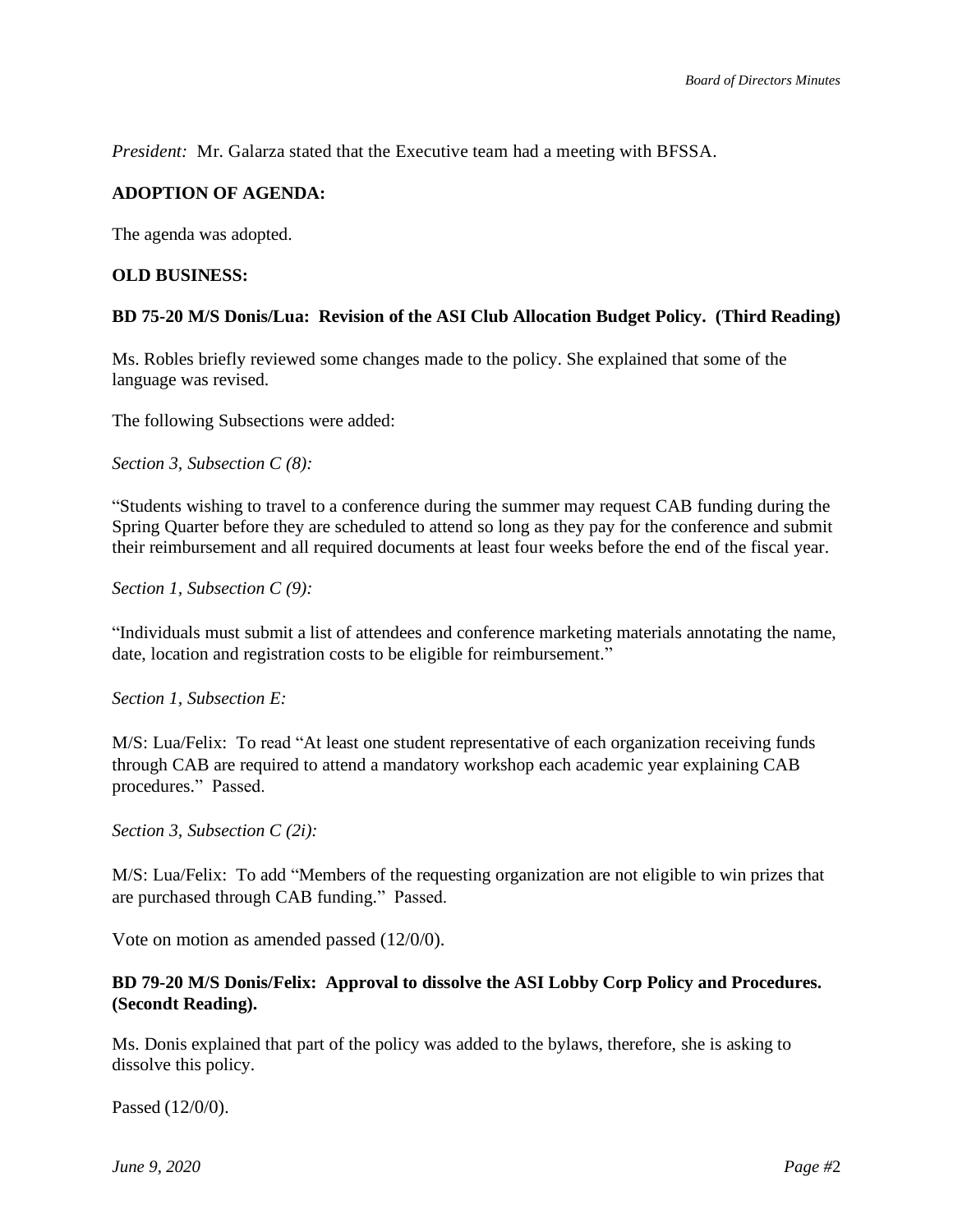*President:* Mr. Galarza stated that the Executive team had a meeting with BFSSA.

**ADOPTION OF AGENDA:**

The agenda was adopted.

**OLD BUSINESS:**

**BD 75-20 M/S Donis/Lua: Revision of the ASI Club Allocation Budget Policy. (Third Reading)**

Ms. Robles briefly reviewed some changes made to the policy. She explained that some of the language was revised.

The following Subsections were added:

*Section 3, Subsection C (8):*

"Students wishing to travel to a conference during the summer may request CAB funding during the Spring Quarter before they are scheduled to attend so long as they pay for the conference and submit their reimbursement and all required documents at least four weeks before the end of the fiscal year.

*Section 1, Subsection C (9):*

"Individuals must submit a list of attendees and conference marketing materials annotating the name, date, location and registration costs to be eligible for reimbursement."

*Section 1, Subsection E:*

M/S: Lua/Felix: To read "At least one student representative of each organization receiving funds through CAB are required to attend a mandatory workshop each academic year explaining CAB procedures." Passed.

*Section 3, Subsection C (2i):*

M/S: Lua/Felix: To add "Members of the requesting organization are not eligible to win prizes that are purchased through CAB funding." Passed.

Vote on motion as amended passed (12/0/0).

**BD 79-20 M/S Donis/Felix: Approval to dissolve the ASI Lobby Corp Policy and Procedures. (Secondt Reading).**

Ms. Donis explained that part of the policy was added to the bylaws, therefore, she is asking to dissolve this policy.

Passed (12/0/0).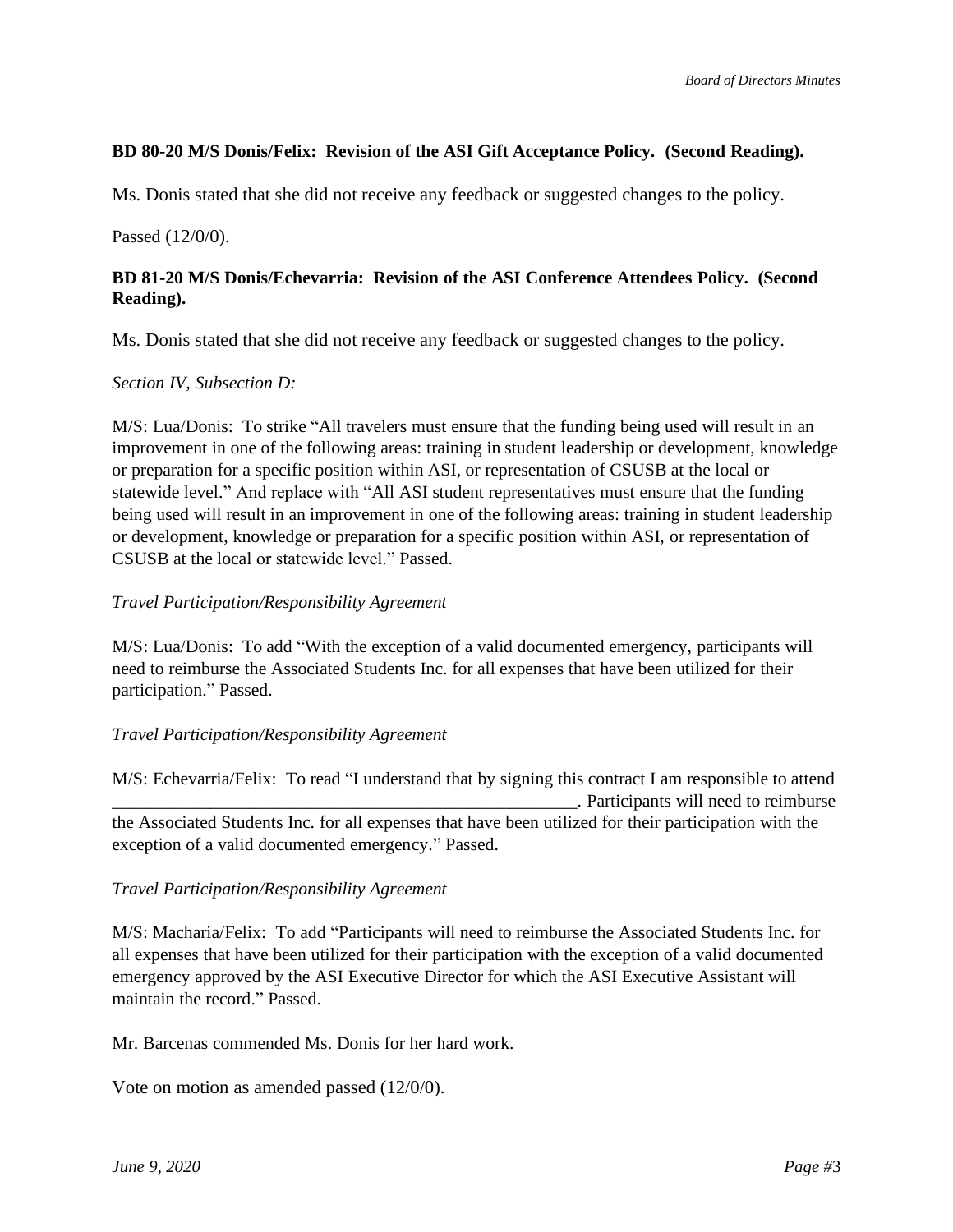**BD 80-20 M/S Donis/Felix: Revision of the ASI Gift Acceptance Policy. (Second Reading).**

Ms. Donis stated that she did not receive any feedback or suggested changes to the policy.

Passed (12/0/0).

**BD 81-20 M/S Donis/Echevarria: Revision of the ASI Conference Attendees Policy. (Second Reading).**

Ms. Donis stated that she did not receive any feedback or suggested changes to the policy.

*Section IV, Subsection D:*

M/S: Lua/Donis: To strike "All travelers must ensure that the funding being used will result in an improvement in one of the following areas: training in student leadership or development, knowledge or preparation for a specific position within ASI, or representation of CSUSB at the local or statewide level." And replace with "All ASI student representatives must ensure that the funding being used will result in an improvement in one of the following areas: training in student leadership or development, knowledge or preparation for a specific position within ASI, or representation of CSUSB at the local or statewide level." Passed.

*Travel Participation/Responsibility Agreement*

M/S: Lua/Donis: To add "With the exception of a valid documented emergency, participants will need to reimburse the Associated Students Inc. for all expenses that have been utilized for their participation." Passed.

*Travel Participation/Responsibility Agreement*

M/S: Echevarria/Felix: To read "I understand that by signing this contract I am responsible to attend ______________________________________________________. Participants will need to reimburse the Associated Students Inc. for all expenses that have been utilized for their participation with the exception of a valid documented emergency." Passed.

*Travel Participation/Responsibility Agreement*

M/S: Macharia/Felix: To add "Participants will need to reimburse the Associated Students Inc. for all expenses that have been utilized for their participation with the exception of a valid documented emergency approved by the ASI Executive Director for which the ASI Executive Assistant will maintain the record." Passed.

Mr. Barcenas commended Ms. Donis for her hard work.

Vote on motion as amended passed (12/0/0).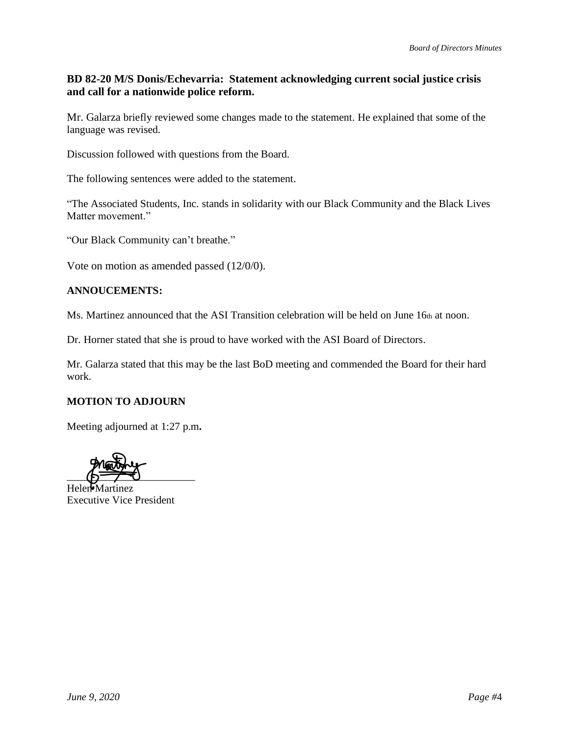**BD 82-20 M/S Donis/Echevarria: Statement acknowledging current social justice crisis and call for a nationwide police reform.**

Mr. Galarza briefly reviewed some changes made to the statement. He explained that some of the language was revised.

Discussion followed with questions from the Board.

The following sentences were added to the statement.

"The Associated Students, Inc. stands in solidarity with our Black Community and the Black Lives Matter movement."

"Our Black Community can't breathe."

Vote on motion as amended passed (12/0/0).

**ANNOUCEMENTS:**

Ms. Martinez announced that the ASI Transition celebration will be held on June 16th at noon.

Dr. Horner stated that she is proud to have worked with the ASI Board of Directors.

Mr. Galarza stated that this may be the last BoD meeting and commended the Board for their hard work.

**MOTION TO ADJOURN**

Meeting adjourned at 1:27 p.m**.**

________________________

Helen Martinez
Executive Vice President